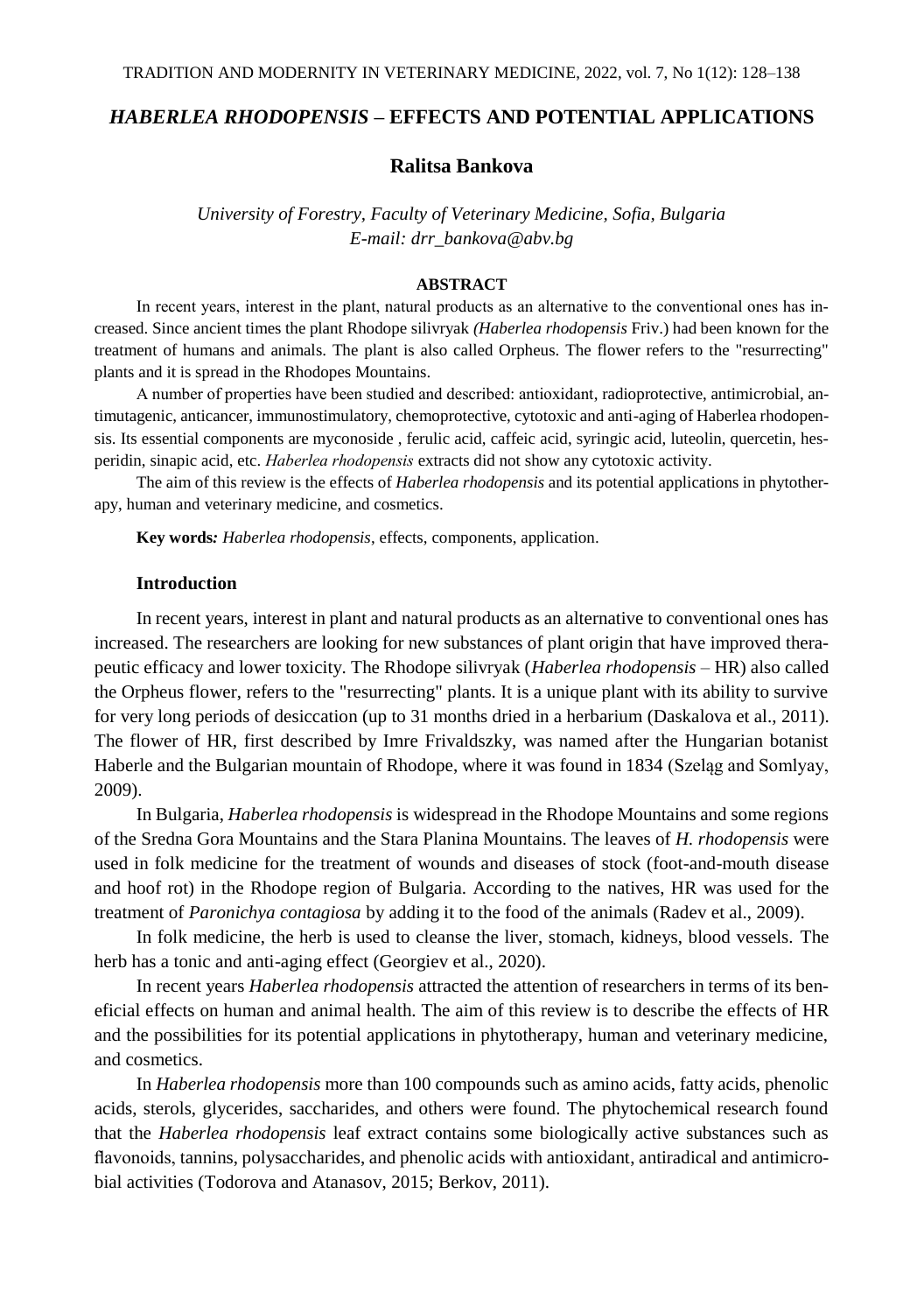# *HABERLEA RHODOPENSIS* – EFFECTS AND POTENTIAL APPLICATIONS

**Ralitsa Bankova**

*University of Forestry, Faculty of Veterinary Medicine, Sofia, Bulgaria*
*E-mail: drr_bankova@abv.bg*

## ABSTRACT

In recent years, interest in the plant, natural products as an alternative to the conventional ones has increased. Since ancient times the plant Rhodope silivryak *(Haberlea rhodopensis* Friv.) had been known for the treatment of humans and animals. The plant is also called Orpheus. The flower refers to the "resurrecting" plants and it is spread in the Rhodopes Mountains.

A number of properties have been studied and described: antioxidant, radioprotective, antimicrobial, antimutagenic, anticancer, immunostimulatory, chemoprotective, cytotoxic and anti-aging of Haberlea rhodopensis. Its essential components are myconoside , ferulic acid, caffeic acid, syringic acid, luteolin, quercetin, hesperidin, sinapic acid, etc. *Haberlea rhodopensis* extracts did not show any cytotoxic activity.

The aim of this review is the effects of *Haberlea rhodopensis* and its potential applications in phytotherapy, human and veterinary medicine, and cosmetics.

**Key words***:* *Haberlea rhodopensis*, effects, components, application.

## Introduction

In recent years, interest in plant and natural products as an alternative to conventional ones has increased. The researchers are looking for new substances of plant origin that have improved therapeutic efficacy and lower toxicity. The Rhodope silivryak (*Haberlea rhodopensis* – HR) also called the Orpheus flower, refers to the "resurrecting" plants. It is a unique plant with its ability to survive for very long periods of desiccation (up to 31 months dried in a herbarium (Daskalova et al., 2011). The flower of HR, first described by Imre Frivaldszky, was named after the Hungarian botanist Haberle and the Bulgarian mountain of Rhodope, where it was found in 1834 (Szeląg and Somlyay, 2009).

In Bulgaria, *Haberlea rhodopensis* is widespread in the Rhodope Mountains and some regions of the Sredna Gora Mountains and the Stara Planina Mountains. The leaves of *H. rhodopensis* were used in folk medicine for the treatment of wounds and diseases of stock (foot-and-mouth disease and hoof rot) in the Rhodope region of Bulgaria. According to the natives, HR was used for the treatment of *Paronichya contagiosa* by adding it to the food of the animals (Radev et al., 2009).

In folk medicine, the herb is used to cleanse the liver, stomach, kidneys, blood vessels. The herb has a tonic and anti-aging effect (Georgiev et al., 2020).

In recent years *Haberlea rhodopensis* attracted the attention of researchers in terms of its beneficial effects on human and animal health. The aim of this review is to describe the effects of HR and the possibilities for its potential applications in phytotherapy, human and veterinary medicine, and cosmetics.

In *Haberlea rhodopensis* more than 100 compounds such as amino acids, fatty acids, phenolic acids, sterols, glycerides, saccharides, and others were found. The phytochemical research found that the *Haberlea rhodopensis* leaf extract contains some biologically active substances such as flavonoids, tannins, polysaccharides, and phenolic acids with antioxidant, antiradical and antimicrobial activities (Todorova and Atanasov, 2015; Berkov, 2011).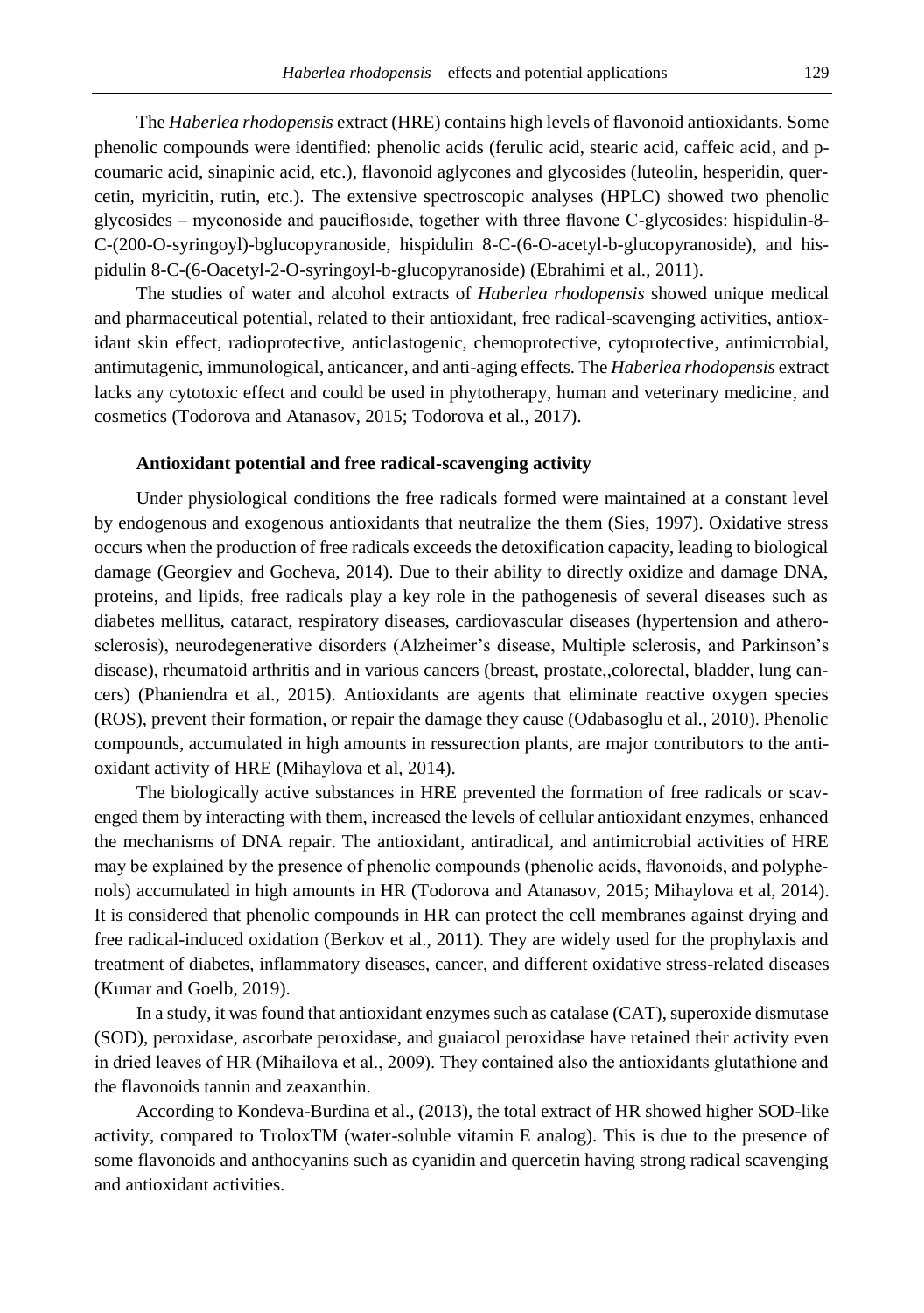The *Haberlea rhodopensis* extract (HRE) contains high levels of flavonoid antioxidants. Some phenolic compounds were identified: phenolic acids (ferulic acid, stearic acid, caffeic acid, and p-coumaric acid, sinapinic acid, etc.), flavonoid aglycones and glycosides (luteolin, hesperidin, quercetin, myricitin, rutin, etc.). The extensive spectroscopic analyses (HPLC) showed two phenolic glycosides – myconoside and paucifloside, together with three flavone C-glycosides: hispidulin-8-C-(200-O-syringoyl)-bglucopyranoside, hispidulin 8-C-(6-O-acetyl-b-glucopyranoside), and hispidulin 8-C-(6-Oacetyl-2-O-syringoyl-b-glucopyranoside) (Ebrahimi et al., 2011).

The studies of water and alcohol extracts of *Haberlea rhodopensis* showed unique medical and pharmaceutical potential, related to their antioxidant, free radical-scavenging activities, antioxidant skin effect, radioprotective, anticlastogenic, chemoprotective, cytoprotective, antimicrobial, antimutagenic, immunological, anticancer, and anti-aging effects. The *Haberlea rhodopensis* extract lacks any cytotoxic effect and could be used in phytotherapy, human and veterinary medicine, and cosmetics (Todorova and Atanasov, 2015; Todorova et al., 2017).

#### Antioxidant potential and free radical-scavenging activity

Under physiological conditions the free radicals formed were maintained at a constant level by endogenous and exogenous antioxidants that neutralize the them (Sies, 1997). Oxidative stress occurs when the production of free radicals exceeds the detoxification capacity, leading to biological damage (Georgiev and Gocheva, 2014). Due to their ability to directly oxidize and damage DNA, proteins, and lipids, free radicals play a key role in the pathogenesis of several diseases such as diabetes mellitus, cataract, respiratory diseases, cardiovascular diseases (hypertension and atherosclerosis), neurodegenerative disorders (Alzheimer's disease, Multiple sclerosis, and Parkinson's disease), rheumatoid arthritis and in various cancers (breast, prostate,,colorectal, bladder, lung cancers) (Phaniendra et al., 2015). Antioxidants are agents that eliminate reactive oxygen species (ROS), prevent their formation, or repair the damage they cause (Odabasoglu et al., 2010). Phenolic compounds, accumulated in high amounts in ressurection plants, are major contributors to the antioxidant activity of HRE (Mihaylova et al, 2014).

The biologically active substances in HRE prevented the formation of free radicals or scavenged them by interacting with them, increased the levels of cellular antioxidant enzymes, enhanced the mechanisms of DNA repair. The antioxidant, antiradical, and antimicrobial activities of HRE may be explained by the presence of phenolic compounds (phenolic acids, flavonoids, and polyphenols) accumulated in high amounts in HR (Todorova and Atanasov, 2015; Mihaylova et al, 2014). It is considered that phenolic compounds in HR can protect the cell membranes against drying and free radical-induced oxidation (Berkov et al., 2011). They are widely used for the prophylaxis and treatment of diabetes, inflammatory diseases, cancer, and different oxidative stress-related diseases (Kumar and Goelb, 2019).

In a study, it was found that antioxidant enzymes such as catalase (CAT), superoxide dismutase (SOD), peroxidase, ascorbate peroxidase, and guaiacol peroxidase have retained their activity even in dried leaves of HR (Mihailova et al., 2009). They contained also the antioxidants glutathione and the flavonoids tannin and zeaxanthin.

According to Kondeva-Burdina et al., (2013), the total extract of HR showed higher SOD-like activity, compared to TroloxTM (water-soluble vitamin E analog). This is due to the presence of some flavonoids and anthocyanins such as cyanidin and quercetin having strong radical scavenging and antioxidant activities.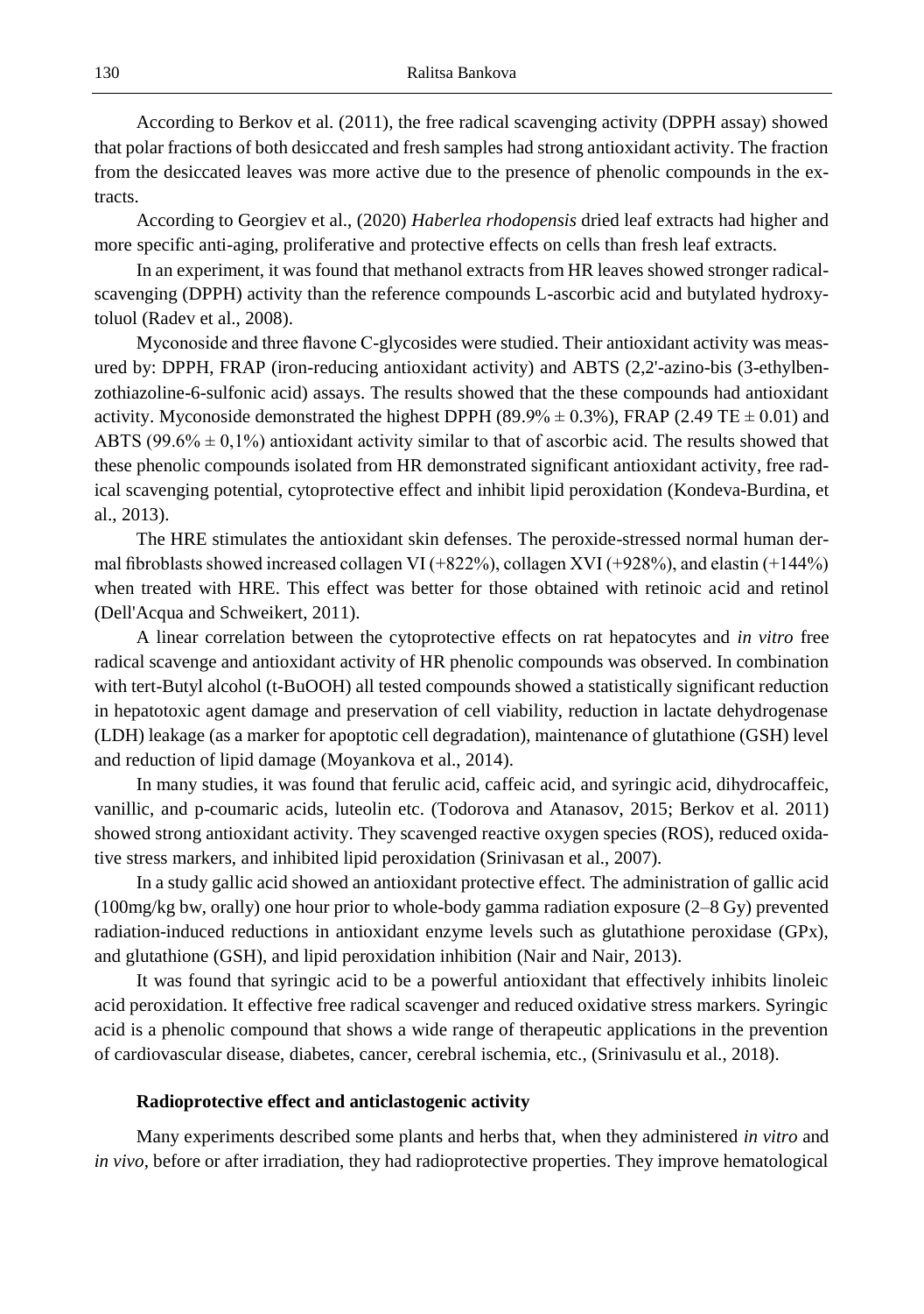According to Berkov et al. (2011), the free radical scavenging activity (DPPH assay) showed that polar fractions of both desiccated and fresh samples had strong antioxidant activity. The fraction from the desiccated leaves was more active due to the presence of phenolic compounds in the extracts.

According to Georgiev et al., (2020) *Haberlea rhodopensis* dried leaf extracts had higher and more specific anti-aging, proliferative and protective effects on cells than fresh leaf extracts.

In an experiment, it was found that methanol extracts from HR leaves showed stronger radical-scavenging (DPPH) activity than the reference compounds L-ascorbic acid and butylated hydroxytoluol (Radev et al., 2008).

Myconoside and three flavone C-glycosides were studied. Their antioxidant activity was measured by: DPPH, FRAP (iron-reducing antioxidant activity) and ABTS (2,2'-azino-bis (3-ethylbenzothiazoline-6-sulfonic acid) assays. The results showed that the these compounds had antioxidant activity. Myconoside demonstrated the highest DPPH (89.9% ± 0.3%), FRAP (2.49 TE ± 0.01) and ABTS (99.6% ± 0,1%) antioxidant activity similar to that of ascorbic acid. The results showed that these phenolic compounds isolated from HR demonstrated significant antioxidant activity, free radical scavenging potential, cytoprotective effect and inhibit lipid peroxidation (Kondeva-Burdina, et al., 2013).

The HRE stimulates the antioxidant skin defenses. The peroxide-stressed normal human dermal fibroblasts showed increased collagen VI (+822%), collagen XVI (+928%), and elastin (+144%) when treated with HRE. This effect was better for those obtained with retinoic acid and retinol (Dell'Acqua and Schweikert, 2011).

A linear correlation between the cytoprotective effects on rat hepatocytes and *in vitro* free radical scavenge and antioxidant activity of HR phenolic compounds was observed. In combination with tert-Butyl alcohol (t-BuOOH) all tested compounds showed a statistically significant reduction in hepatotoxic agent damage and preservation of cell viability, reduction in lactate dehydrogenase (LDH) leakage (as a marker for apoptotic cell degradation), maintenance of glutathione (GSH) level and reduction of lipid damage (Moyankova et al., 2014).

In many studies, it was found that ferulic acid, caffeic acid, and syringic acid, dihydrocaffeic, vanillic, and p-coumaric acids, luteolin etc. (Todorova and Atanasov, 2015; Berkov et al. 2011) showed strong antioxidant activity. They scavenged reactive oxygen species (ROS), reduced oxidative stress markers, and inhibited lipid peroxidation (Srinivasan et al., 2007).

In a study gallic acid showed an antioxidant protective effect. The administration of gallic acid (100mg/kg bw, orally) one hour prior to whole-body gamma radiation exposure (2–8 Gy) prevented radiation-induced reductions in antioxidant enzyme levels such as glutathione peroxidase (GPx), and glutathione (GSH), and lipid peroxidation inhibition (Nair and Nair, 2013).

It was found that syringic acid to be a powerful antioxidant that effectively inhibits linoleic acid peroxidation. It effective free radical scavenger and reduced oxidative stress markers. Syringic acid is a phenolic compound that shows a wide range of therapeutic applications in the prevention of cardiovascular disease, diabetes, cancer, cerebral ischemia, etc., (Srinivasulu et al., 2018).

### Radioprotective effect and anticlastogenic activity

Many experiments described some plants and herbs that, when they administered *in vitro* and *in vivo*, before or after irradiation, they had radioprotective properties. They improve hematological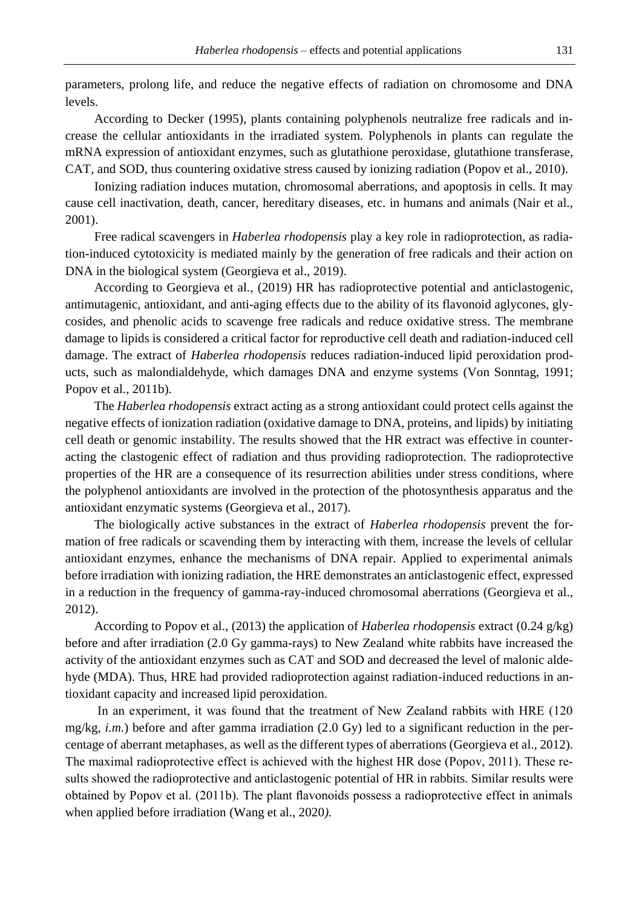parameters, prolong life, and reduce the negative effects of radiation on chromosome and DNA levels.

According to Decker (1995), plants containing polyphenols neutralize free radicals and increase the cellular antioxidants in the irradiated system. Polyphenols in plants can regulate the mRNA expression of antioxidant enzymes, such as glutathione peroxidase, glutathione transferase, CAT, and SOD, thus countering oxidative stress caused by ionizing radiation (Popov et al., 2010).

Ionizing radiation induces mutation, chromosomal aberrations, and apoptosis in cells. It may cause cell inactivation, death, cancer, hereditary diseases, etc. in humans and animals (Nair et al., 2001).

Free radical scavengers in *Haberlea rhodopensis* play a key role in radioprotection, as radiation-induced cytotoxicity is mediated mainly by the generation of free radicals and their action on DNA in the biological system (Georgieva et al., 2019).

According to Georgieva et al., (2019) HR has radioprotective potential and anticlastogenic, antimutagenic, antioxidant, and anti-aging effects due to the ability of its flavonoid aglycones, glycosides, and phenolic acids to scavenge free radicals and reduce oxidative stress. The membrane damage to lipids is considered a critical factor for reproductive cell death and radiation-induced cell damage. The extract of *Haberlea rhodopensis* reduces radiation-induced lipid peroxidation products, such as malondialdehyde, which damages DNA and enzyme systems (Von Sonntag, 1991; Popov et al., 2011b).

The *Haberlea rhodopensis* extract acting as a strong antioxidant could protect cells against the negative effects of ionization radiation (oxidative damage to DNA, proteins, and lipids) by initiating cell death or genomic instability. The results showed that the HR extract was effective in counteracting the clastogenic effect of radiation and thus providing radioprotection. The radioprotective properties of the HR are a consequence of its resurrection abilities under stress conditions, where the polyphenol antioxidants are involved in the protection of the photosynthesis apparatus and the antioxidant enzymatic systems (Georgieva et al., 2017).

The biologically active substances in the extract of *Haberlea rhodopensis* prevent the formation of free radicals or scavending them by interacting with them, increase the levels of cellular antioxidant enzymes, enhance the mechanisms of DNA repair. Applied to experimental animals before irradiation with ionizing radiation, the HRE demonstrates an anticlastogenic effect, expressed in a reduction in the frequency of gamma-ray-induced chromosomal aberrations (Georgieva et al., 2012).

According to Popov et al., (2013) the application of *Haberlea rhodopensis* extract (0.24 g/kg) before and after irradiation (2.0 Gy gamma-rays) to New Zealand white rabbits have increased the activity of the antioxidant enzymes such as CAT and SOD and decreased the level of malonic aldehyde (MDA). Thus, HRE had provided radioprotection against radiation-induced reductions in antioxidant capacity and increased lipid peroxidation.

In an experiment, it was found that the treatment of New Zealand rabbits with HRE (120 mg/kg, *i.m.*) before and after gamma irradiation (2.0 Gy) led to a significant reduction in the percentage of aberrant metaphases, as well as the different types of aberrations (Georgieva et al., 2012). The maximal radioprotective effect is achieved with the highest HR dose (Popov, 2011). These results showed the radioprotective and anticlastogenic potential of HR in rabbits. Similar results were obtained by Popov et al. (2011b). The plant flavonoids possess a radioprotective effect in animals when applied before irradiation (Wang et al., 2020).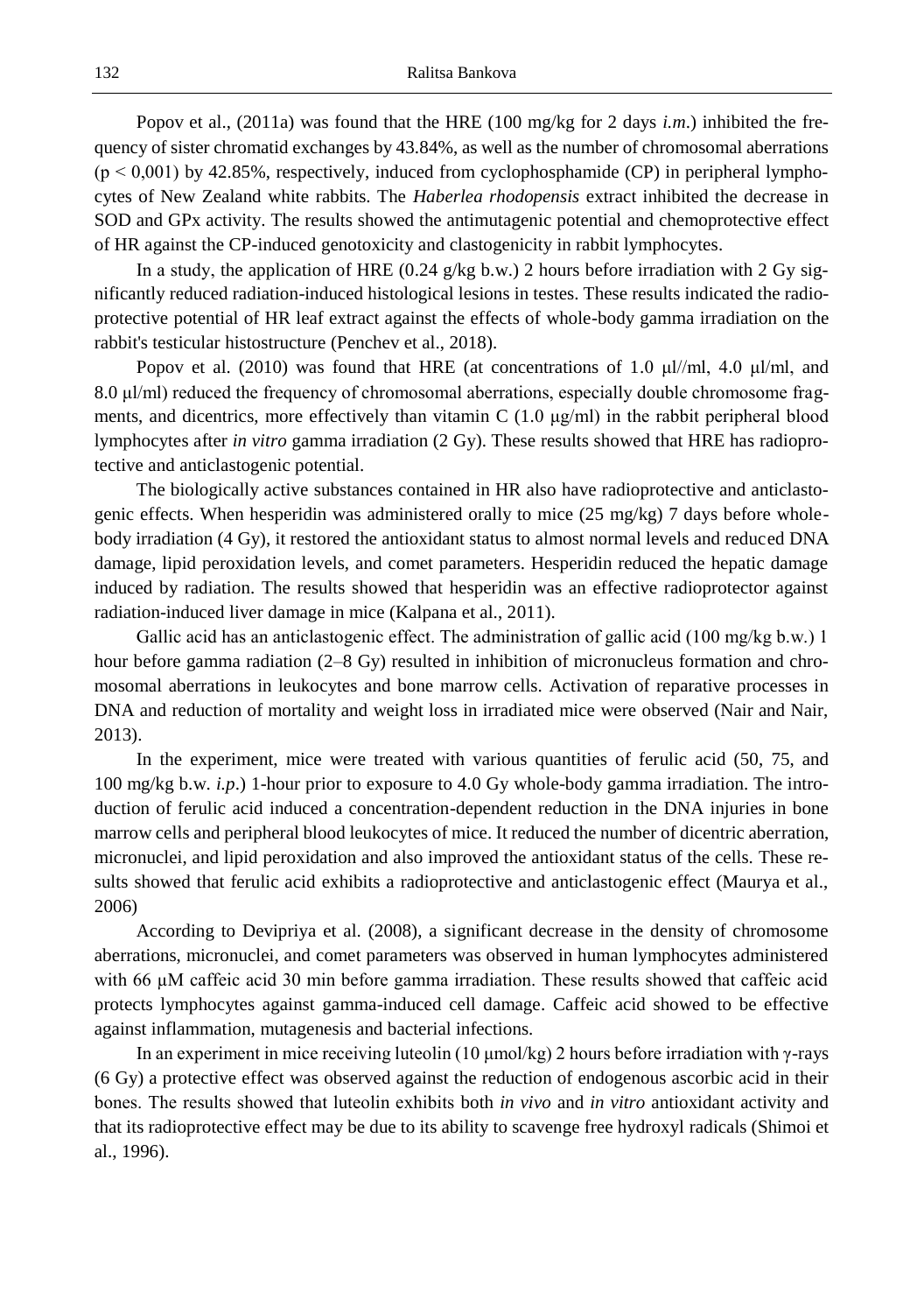Popov et al., (2011a) was found that the HRE (100 mg/kg for 2 days *i.m.*) inhibited the frequency of sister chromatid exchanges by 43.84%, as well as the number of chromosomal aberrations ($p < 0,001$) by 42.85%, respectively, induced from cyclophosphamide (CP) in peripheral lymphocytes of New Zealand white rabbits. The *Haberlea rhodopensis* extract inhibited the decrease in SOD and GPx activity. The results showed the antimutagenic potential and chemoprotective effect of HR against the CP-induced genotoxicity and clastogenicity in rabbit lymphocytes.

In a study, the application of HRE (0.24 g/kg b.w.) 2 hours before irradiation with 2 Gy significantly reduced radiation-induced histological lesions in testes. These results indicated the radioprotective potential of HR leaf extract against the effects of whole-body gamma irradiation on the rabbit's testicular histostructure (Penchev et al., 2018).

Popov et al. (2010) was found that HRE (at concentrations of 1.0 μl//ml, 4.0 μl/ml, and 8.0 μl/ml) reduced the frequency of chromosomal aberrations, especially double chromosome fragments, and dicentrics, more effectively than vitamin C (1.0 μg/ml) in the rabbit peripheral blood lymphocytes after *in vitro* gamma irradiation (2 Gy). These results showed that HRE has radioprotective and anticlastogenic potential.

The biologically active substances contained in HR also have radioprotective and anticlastogenic effects. When hesperidin was administered orally to mice (25 mg/kg) 7 days before whole-body irradiation (4 Gy), it restored the antioxidant status to almost normal levels and reduced DNA damage, lipid peroxidation levels, and comet parameters. Hesperidin reduced the hepatic damage induced by radiation. The results showed that hesperidin was an effective radioprotector against radiation-induced liver damage in mice (Kalpana et al., 2011).

Gallic acid has an anticlastogenic effect. The administration of gallic acid (100 mg/kg b.w.) 1 hour before gamma radiation (2–8 Gy) resulted in inhibition of micronucleus formation and chromosomal aberrations in leukocytes and bone marrow cells. Activation of reparative processes in DNA and reduction of mortality and weight loss in irradiated mice were observed (Nair and Nair, 2013).

In the experiment, mice were treated with various quantities of ferulic acid (50, 75, and 100 mg/kg b.w. *i.p.*) 1-hour prior to exposure to 4.0 Gy whole-body gamma irradiation. The introduction of ferulic acid induced a concentration-dependent reduction in the DNA injuries in bone marrow cells and peripheral blood leukocytes of mice. It reduced the number of dicentric aberration, micronuclei, and lipid peroxidation and also improved the antioxidant status of the cells. These results showed that ferulic acid exhibits a radioprotective and anticlastogenic effect (Maurya et al., 2006)

According to Devipriya et al. (2008), a significant decrease in the density of chromosome aberrations, micronuclei, and comet parameters was observed in human lymphocytes administered with 66 μM caffeic acid 30 min before gamma irradiation. These results showed that caffeic acid protects lymphocytes against gamma-induced cell damage. Caffeic acid showed to be effective against inflammation, mutagenesis and bacterial infections.

In an experiment in mice receiving luteolin (10 μmol/kg) 2 hours before irradiation with γ-rays (6 Gy) a protective effect was observed against the reduction of endogenous ascorbic acid in their bones. The results showed that luteolin exhibits both *in vivo* and *in vitro* antioxidant activity and that its radioprotective effect may be due to its ability to scavenge free hydroxyl radicals (Shimoi et al., 1996).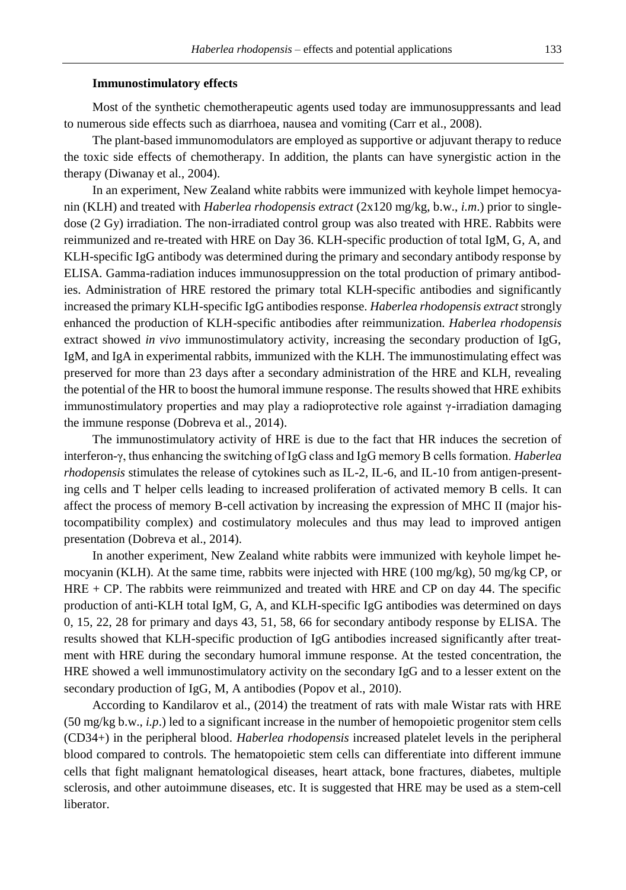**Immunostimulatory effects**

Most of the synthetic chemotherapeutic agents used today are immunosuppressants and lead to numerous side effects such as diarrhoea, nausea and vomiting (Carr et al., 2008).

The plant-based immunomodulators are employed as supportive or adjuvant therapy to reduce the toxic side effects of chemotherapy. In addition, the plants can have synergistic action in the therapy (Diwanay et al., 2004).

In an experiment, New Zealand white rabbits were immunized with keyhole limpet hemocyanin (KLH) and treated with *Haberlea rhodopensis extract* (2x120 mg/kg, b.w., *i.m*.) prior to single-dose (2 Gy) irradiation. The non-irradiated control group was also treated with HRE. Rabbits were reimmunized and re-treated with HRE on Day 36. KLH-specific production of total IgM, G, A, and KLH-specific IgG antibody was determined during the primary and secondary antibody response by ELISA. Gamma-radiation induces immunosuppression on the total production of primary antibodies. Administration of HRE restored the primary total KLH-specific antibodies and significantly increased the primary KLH-specific IgG antibodies response. *Haberlea rhodopensis extract* strongly enhanced the production of KLH-specific antibodies after reimmunization. *Haberlea rhodopensis* extract showed *in vivo* immunostimulatory activity, increasing the secondary production of IgG, IgM, and IgA in experimental rabbits, immunized with the KLH. The immunostimulating effect was preserved for more than 23 days after a secondary administration of the HRE and KLH, revealing the potential of the HR to boost the humoral immune response. The results showed that HRE exhibits immunostimulatory properties and may play a radioprotective role against γ-irradiation damaging the immune response (Dobreva et al., 2014).

The immunostimulatory activity of HRE is due to the fact that HR induces the secretion of interferon-γ, thus enhancing the switching of IgG class and IgG memory B cells formation. *Haberlea rhodopensis* stimulates the release of cytokines such as IL-2, IL-6, and IL-10 from antigen-presenting cells and T helper cells leading to increased proliferation of activated memory B cells. It can affect the process of memory B-cell activation by increasing the expression of MHC II (major histocompatibility complex) and costimulatory molecules and thus may lead to improved antigen presentation (Dobreva et al., 2014).

In another experiment, New Zealand white rabbits were immunized with keyhole limpet hemocyanin (KLH). At the same time, rabbits were injected with HRE (100 mg/kg), 50 mg/kg CP, or HRE + CP. The rabbits were reimmunized and treated with HRE and CP on day 44. The specific production of anti-KLH total IgM, G, A, and KLH-specific IgG antibodies was determined on days 0, 15, 22, 28 for primary and days 43, 51, 58, 66 for secondary antibody response by ELISA. The results showed that KLH-specific production of IgG antibodies increased significantly after treatment with HRE during the secondary humoral immune response. At the tested concentration, the HRE showed a well immunostimulatory activity on the secondary IgG and to a lesser extent on the secondary production of IgG, M, A antibodies (Popov et al., 2010).

According to Kandilarov et al., (2014) the treatment of rats with male Wistar rats with HRE (50 mg/kg b.w., *i.p*.) led to a significant increase in the number of hemopoietic progenitor stem cells (CD34+) in the peripheral blood. *Haberlea rhodopensis* increased platelet levels in the peripheral blood compared to controls. The hematopoietic stem cells can differentiate into different immune cells that fight malignant hematological diseases, heart attack, bone fractures, diabetes, multiple sclerosis, and other autoimmune diseases, etc. It is suggested that HRE may be used as a stem-cell liberator.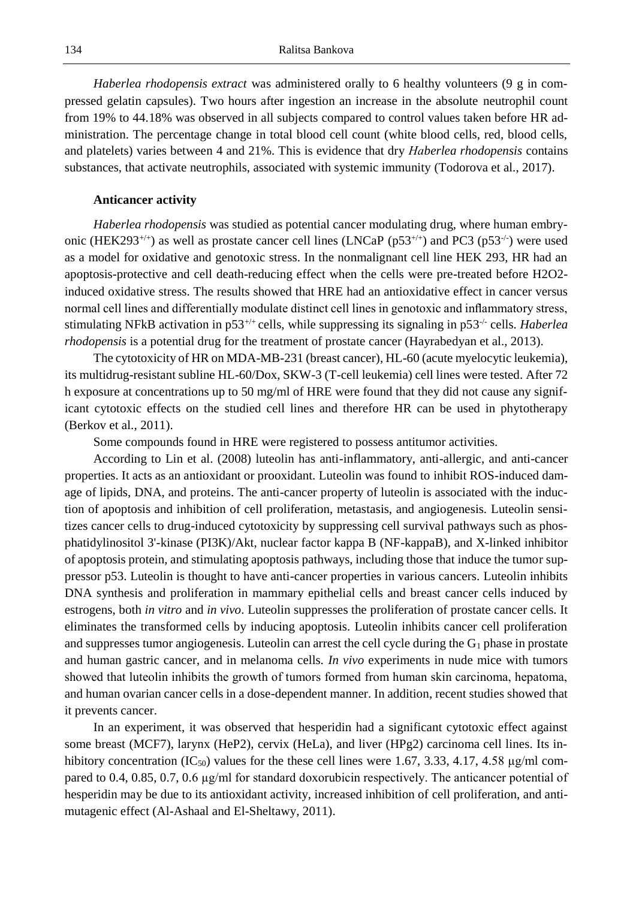*Haberlea rhodopensis extract* was administered orally to 6 healthy volunteers (9 g in compressed gelatin capsules). Two hours after ingestion an increase in the absolute neutrophil count from 19% to 44.18% was observed in all subjects compared to control values taken before HR administration. The percentage change in total blood cell count (white blood cells, red, blood cells, and platelets) varies between 4 and 21%. This is evidence that dry *Haberlea rhodopensis* contains substances, that activate neutrophils, associated with systemic immunity (Todorova et al., 2017).

#### Anticancer activity

*Haberlea rhodopensis* was studied as potential cancer modulating drug, where human embryonic (HEK293$^{+/+}$) as well as prostate cancer cell lines (LNCaP (p53$^{+/+}$) and PC3 (p53$^{-/-}$) were used as a model for oxidative and genotoxic stress. In the nonmalignant cell line HEK 293, HR had an apoptosis-protective and cell death-reducing effect when the cells were pre-treated before H2O2-induced oxidative stress. The results showed that HRE had an antioxidative effect in cancer versus normal cell lines and differentially modulate distinct cell lines in genotoxic and inflammatory stress, stimulating NFkB activation in p53$^{+/+}$ cells, while suppressing its signaling in p53$^{-/-}$ cells. *Haberlea rhodopensis* is a potential drug for the treatment of prostate cancer (Hayrabedyan et al., 2013).

The cytotoxicity of HR on MDA-MB-231 (breast cancer), HL-60 (acute myelocytic leukemia), its multidrug-resistant subline HL-60/Dox, SKW-3 (T-cell leukemia) cell lines were tested. After 72 h exposure at concentrations up to 50 mg/ml of HRE were found that they did not cause any significant cytotoxic effects on the studied cell lines and therefore HR can be used in phytotherapy (Berkov et al., 2011).

Some compounds found in HRE were registered to possess antitumor activities.

According to Lin et al. (2008) luteolin has anti-inflammatory, anti-allergic, and anti-cancer properties. It acts as an antioxidant or prooxidant. Luteolin was found to inhibit ROS-induced damage of lipids, DNA, and proteins. The anti-cancer property of luteolin is associated with the induction of apoptosis and inhibition of cell proliferation, metastasis, and angiogenesis. Luteolin sensitizes cancer cells to drug-induced cytotoxicity by suppressing cell survival pathways such as phosphatidylinositol 3'-kinase (PI3K)/Akt, nuclear factor kappa B (NF-kappaB), and X-linked inhibitor of apoptosis protein, and stimulating apoptosis pathways, including those that induce the tumor suppressor p53. Luteolin is thought to have anti-cancer properties in various cancers. Luteolin inhibits DNA synthesis and proliferation in mammary epithelial cells and breast cancer cells induced by estrogens, both *in vitro* and *in vivo*. Luteolin suppresses the proliferation of prostate cancer cells. It eliminates the transformed cells by inducing apoptosis. Luteolin inhibits cancer cell proliferation and suppresses tumor angiogenesis. Luteolin can arrest the cell cycle during the $G_1$ phase in prostate and human gastric cancer, and in melanoma cells. *In vivo* experiments in nude mice with tumors showed that luteolin inhibits the growth of tumors formed from human skin carcinoma, hepatoma, and human ovarian cancer cells in a dose-dependent manner. In addition, recent studies showed that it prevents cancer.

In an experiment, it was observed that hesperidin had a significant cytotoxic effect against some breast (MCF7), larynx (HeP2), cervix (HeLa), and liver (HPg2) carcinoma cell lines. Its inhibitory concentration ($IC_{50}$) values for the these cell lines were 1.67, 3.33, 4.17, 4.58 μg/ml compared to 0.4, 0.85, 0.7, 0.6 μg/ml for standard doxorubicin respectively. The anticancer potential of hesperidin may be due to its antioxidant activity, increased inhibition of cell proliferation, and antimutagenic effect (Al-Ashaal and El-Sheltawy, 2011).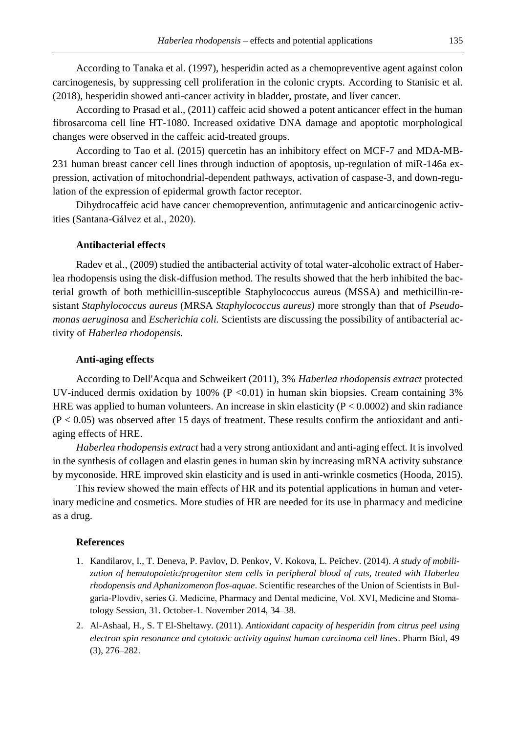According to Tanaka et al. (1997), hesperidin acted as a chemopreventive agent against colon carcinogenesis, by suppressing cell proliferation in the colonic crypts. According to Stanisic et al. (2018), hesperidin showed anti-cancer activity in bladder, prostate, and liver cancer.

According to Prasad et al., (2011) caffeic acid showed a potent anticancer effect in the human fibrosarcoma cell line HT-1080. Increased oxidative DNA damage and apoptotic morphological changes were observed in the caffeic acid-treated groups.

According to Tao et al. (2015) quercetin has an inhibitory effect on MCF-7 and MDA-MB-231 human breast cancer cell lines through induction of apoptosis, up-regulation of miR-146a expression, activation of mitochondrial-dependent pathways, activation of caspase-3, and down-regulation of the expression of epidermal growth factor receptor.

Dihydrocaffeic acid have cancer chemoprevention, antimutagenic and anticarcinogenic activities (Santana-Gálvez et al., 2020).

### Antibacterial effects

Radev et al., (2009) studied the antibacterial activity of total water-alcoholic extract of Haberlea rhodopensis using the disk-diffusion method. The results showed that the herb inhibited the bacterial growth of both methicillin-susceptible Staphylococcus aureus (MSSA) and methicillin-resistant *Staphylococcus aureus* (MRSA *Staphylococcus aureus)* more strongly than that of *Pseudomonas aeruginosa* and *Escherichia coli.* Scientists are discussing the possibility of antibacterial activity of *Haberlea rhodopensis.*

### Anti-aging effects

According to Dell'Acqua and Schweikert (2011), 3% *Haberlea rhodopensis extract* protected UV-induced dermis oxidation by 100% ($P < 0.01$) in human skin biopsies. Cream containing 3% HRE was applied to human volunteers. An increase in skin elasticity ($P < 0.0002$) and skin radiance ($P < 0.05$) was observed after 15 days of treatment. These results confirm the antioxidant and anti-aging effects of HRE.

*Haberlea rhodopensis extract* had a very strong antioxidant and anti-aging effect. It is involved in the synthesis of collagen and elastin genes in human skin by increasing mRNA activity substance by myconoside. HRE improved skin elasticity and is used in anti-wrinkle cosmetics (Hooda, 2015).

This review showed the main effects of HR and its potential applications in human and veterinary medicine and cosmetics. More studies of HR are needed for its use in pharmacy and medicine as a drug.

### References

1. Kandilarov, I., T. Deneva, P. Pavlov, D. Penkov, V. Kokova, L. Peĭchev. (2014). *A study of mobilization of hematopoietic/progenitor stem cells in peripheral blood of rats, treated with Haberlea rhodopensis and Aphanizomenon flos-aquae*. Scientific researches of the Union of Scientists in Bulgaria-Plovdiv, series G. Medicine, Pharmacy and Dental medicine, Vol. XVI, Medicine and Stomatology Session, 31. October-1. November 2014, 34–38.
2. Al-Ashaal, H., S. T El-Sheltawy. (2011). *Antioxidant capacity of hesperidin from citrus peel using electron spin resonance and cytotoxic activity against human carcinoma cell lines*. Pharm Biol, 49 (3), 276–282.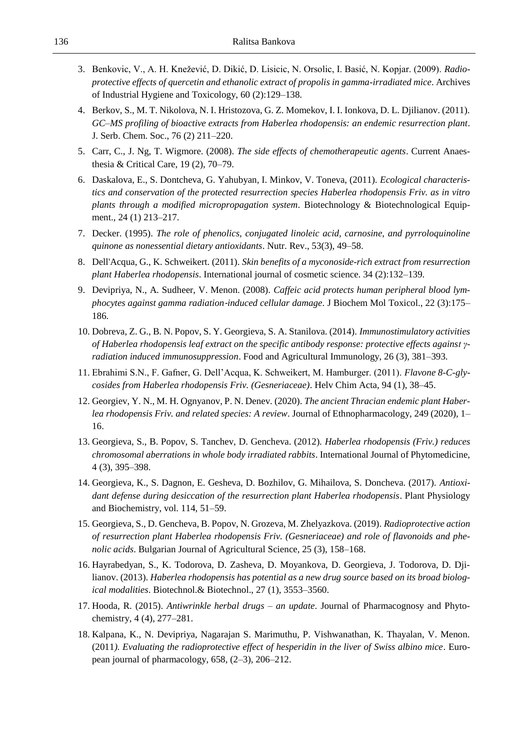3. Benkovic, V., A. H. Knežević, D. Dikić, D. Lisicic, N. Orsolic, I. Basić, N. Kopjar. (2009). *Radio-protective effects of quercetin and ethanolic extract of propolis in gamma-irradiated mice*. Archives of Industrial Hygiene and Toxicology, 60 (2):129–138.
4. Berkov, S., M. T. Nikolova, N. I. Hristozova, G. Z. Momekov, I. I. Ionkova, D. L. Djilianov. (2011). *GC–MS profiling of bioactive extracts from Haberlea rhodopensis: an endemic resurrection plant*. J. Serb. Chem. Soc., 76 (2) 211–220.
5. Carr, C., J. Ng, T. Wigmore. (2008). *The side effects of chemotherapeutic agents*. Current Anaesthesia & Critical Care, 19 (2), 70–79.
6. Daskalova, E., S. Dontcheva, G. Yahubyan, I. Minkov, V. Toneva, (2011). *Ecological characteristics and conservation of the protected resurrection species Haberlea rhodopensis Friv. as in vitro plants through a modified micropropagation system*. Biotechnology & Biotechnological Equipment., 24 (1) 213–217.
7. Decker. (1995). *The role of phenolics, conjugated linoleic acid, carnosine, and pyrroloquinoline quinone as nonessential dietary antioxidants*. Nutr. Rev., 53(3), 49–58.
8. Dell'Acqua, G., K. Schweikert. (2011). *Skin benefits of a myconoside-rich extract from resurrection plant Haberlea rhodopensis*. International journal of cosmetic science. 34 (2):132–139.
9. Devipriya, N., A. Sudheer, V. Menon. (2008). *Caffeic acid protects human peripheral blood lymphocytes against gamma radiation-induced cellular damage*. J Biochem Mol Toxicol., 22 (3):175–186.
10. Dobreva, Z. G., B. N. Popov, S. Y. Georgieva, S. A. Stanilova. (2014). *Immunostimulatory activities of Haberlea rhodopensis leaf extract on the specific antibody response: protective effects against γ-radiation induced immunosuppression*. Food and Agricultural Immunology, 26 (3), 381–393.
11. Ebrahimi S.N., F. Gafner, G. Dell'Acqua, K. Schweikert, M. Hamburger. (2011). *Flavone 8-C-glycosides from Haberlea rhodopensis Friv. (Gesneriaceae)*. Helv Chim Acta, 94 (1), 38–45.
12. Georgiev, Y. N., M. H. Ognyanov, P. N. Denev. (2020). *The ancient Thracian endemic plant Haberlea rhodopensis Friv. and related species: A review*. Journal of Ethnopharmacology, 249 (2020), 1–16.
13. Georgieva, S., B. Popov, S. Tanchev, D. Gencheva. (2012). *Haberlea rhodopensis (Friv.) reduces chromosomal aberrations in whole body irradiated rabbits*. International Journal of Phytomedicine, 4 (3), 395–398.
14. Georgieva, K., S. Dagnon, E. Gesheva, D. Bozhilov, G. Mihailova, S. Doncheva. (2017). *Antioxidant defense during desiccation of the resurrection plant Haberlea rhodopensis*. Plant Physiology and Biochemistry, vol. 114, 51–59.
15. Georgieva, S., D. Gencheva, B. Popov, N. Grozeva, M. Zhelyazkova. (2019). *Radioprotective action of resurrection plant Haberlea rhodopensis Friv. (Gesneriaceae) and role of flavonoids and phenolic acids*. Bulgarian Journal of Agricultural Science, 25 (3), 158–168.
16. Hayrabedyan, S., K. Todorova, D. Zasheva, D. Moyankova, D. Georgieva, J. Todorova, D. Djilianov. (2013). *Haberlea rhodopensis has potential as a new drug source based on its broad biological modalities*. Biotechnol.& Biotechnol., 27 (1), 3553–3560.
17. Hooda, R. (2015). *Antiwrinkle herbal drugs – an update*. Journal of Pharmacognosy and Phytochemistry, 4 (4), 277–281.
18. Kalpana, K., N. Devipriya, Nagarajan S. Marimuthu, P. Vishwanathan, K. Thayalan, V. Menon. (2011*). Evaluating the radioprotective effect of hesperidin in the liver of Swiss albino mice*. European journal of pharmacology, 658, (2–3), 206–212.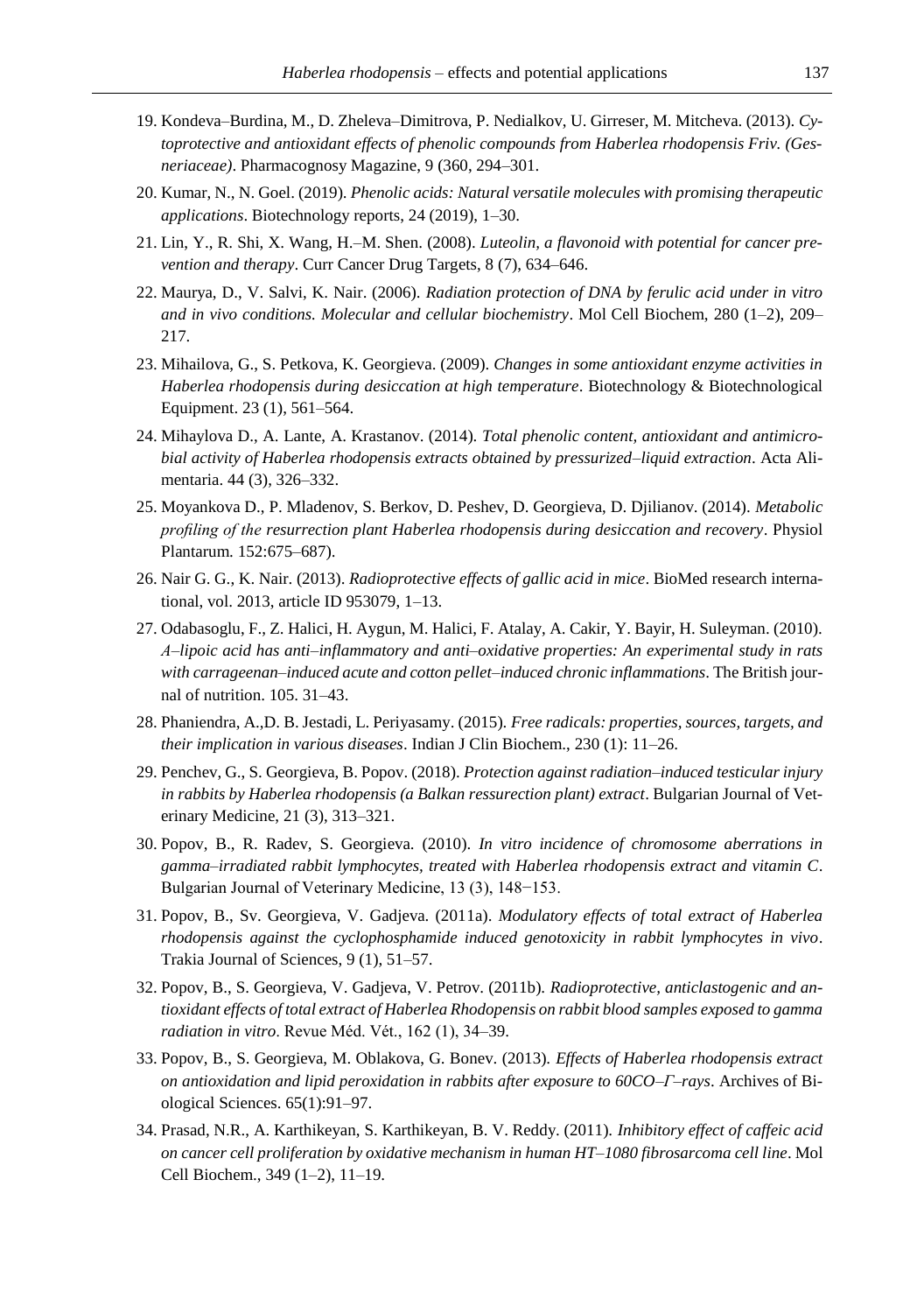19. Kondeva–Burdina, M., D. Zheleva–Dimitrova, P. Nedialkov, U. Girreser, M. Mitcheva. (2013). *Cytoprotective and antioxidant effects of phenolic compounds from Haberlea rhodopensis Friv. (Gesneriaceae)*. Pharmacognosy Magazine, 9 (360, 294–301.

20. Kumar, N., N. Goel. (2019). *Phenolic acids: Natural versatile molecules with promising therapeutic applications*. Biotechnology reports, 24 (2019), 1–30.

21. Lin, Y., R. Shi, X. Wang, H.–M. Shen. (2008). *Luteolin, a flavonoid with potential for cancer prevention and therapy*. Curr Cancer Drug Targets, 8 (7), 634–646.

22. Maurya, D., V. Salvi, K. Nair. (2006). *Radiation protection of DNA by ferulic acid under in vitro and in vivo conditions. Molecular and cellular biochemistry*. Mol Cell Biochem, 280 (1–2), 209–217.

23. Mihailova, G., S. Petkova, K. Georgieva. (2009). *Changes in some antioxidant enzyme activities in Haberlea rhodopensis during desiccation at high temperature*. Biotechnology & Biotechnological Equipment. 23 (1), 561–564.

24. Mihaylova D., A. Lante, A. Krastanov. (2014). *Total phenolic content, antioxidant and antimicrobial activity of Haberlea rhodopensis extracts obtained by pressurized–liquid extraction*. Acta Alimentaria. 44 (3), 326–332.

25. Moyankova D., P. Mladenov, S. Berkov, D. Peshev, D. Georgieva, D. Djilianov. (2014). *Metabolic profiling of the resurrection plant Haberlea rhodopensis during desiccation and recovery*. Physiol Plantarum. 152:675–687).

26. Nair G. G., K. Nair. (2013). *Radioprotective effects of gallic acid in mice*. BioMed research international, vol. 2013, article ID 953079, 1–13.

27. Odabasoglu, F., Z. Halici, H. Aygun, M. Halici, F. Atalay, A. Cakir, Y. Bayir, H. Suleyman. (2010). *А–lipoic acid has anti–inflammatory and anti–oxidative properties: An experimental study in rats with carrageenan–induced acute and cotton pellet–induced chronic inflammations*. The British journal of nutrition. 105. 31–43.

28. Phaniendra, A.,D. B. Jestadi, L. Periyasamy. (2015). *Free radicals: properties, sources, targets, and their implication in various diseases*. Indian J Clin Biochem., 230 (1): 11–26.

29. Penchev, G., S. Georgieva, B. Popov. (2018). *Protection against radiation–induced testicular injury in rabbits by Haberlea rhodopensis (a Balkan ressurection plant) extract*. Bulgarian Journal of Veterinary Medicine, 21 (3), 313–321.

30. Popov, B., R. Radev, S. Georgieva. (2010). *In vitro incidence of chromosome aberrations in gamma–irradiated rabbit lymphocytes, treated with Haberlea rhodopensis extract and vitamin C*. Bulgarian Journal of Veterinary Medicine, 13 (3), 148−153.

31. Popov, B., Sv. Georgieva, V. Gadjeva. (2011a). *Modulatory effects of total extract of Haberlea rhodopensis against the cyclophosphamide induced genotoxicity in rabbit lymphocytes in vivo*. Trakia Journal of Sciences, 9 (1), 51–57.

32. Popov, B., S. Georgieva, V. Gadjeva, V. Petrov. (2011b). *Radioprotective, anticlastogenic and antioxidant effects of total extract of Haberlea Rhodopensis on rabbit blood samples exposed to gamma radiation in vitro*. Revue Méd. Vét., 162 (1), 34–39.

33. Popov, B., S. Georgieva, M. Oblakova, G. Bonev. (2013). *Effects of Haberlea rhodopensis extract on antioxidation and lipid peroxidation in rabbits after exposure to 60CO–Г–rays*. Archives of Biological Sciences. 65(1):91–97.

34. Prasad, N.R., A. Karthikeyan, S. Karthikeyan, B. V. Reddy. (2011). *Inhibitory effect of caffeic acid on cancer cell proliferation by oxidative mechanism in human HT–1080 fibrosarcoma cell line*. Mol Cell Biochem., 349 (1–2), 11–19.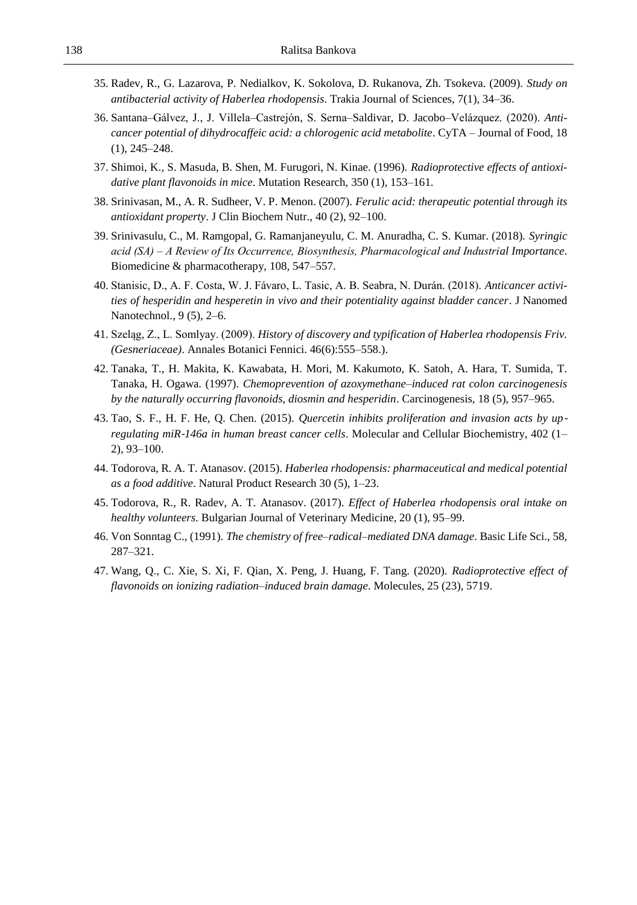35. Radev, R., G. Lazarova, P. Nedialkov, K. Sokolova, D. Rukanova, Zh. Tsokeva. (2009). *Study on antibacterial activity of Haberlea rhodopensis*. Trakia Journal of Sciences, 7(1), 34–36.
36. Santana–Gálvez, J., J. Villela–Castrejón, S. Serna–Saldivar, D. Jacobo–Velázquez. (2020). *Anticancer potential of dihydrocaffeic acid: a chlorogenic acid metabolite*. CyTA – Journal of Food, 18 (1), 245–248.
37. Shimoi, K., S. Masuda, B. Shen, M. Furugori, N. Kinae. (1996). *Radioprotective effects of antioxidative plant flavonoids in mice*. Mutation Research, 350 (1), 153–161.
38. Srinivasan, M., A. R. Sudheer, V. P. Menon. (2007). *Ferulic acid: therapeutic potential through its antioxidant property*. J Clin Biochem Nutr., 40 (2), 92–100.
39. Srinivasulu, C., M. Ramgopal, G. Ramanjaneyulu, C. M. Anuradha, C. S. Kumar. (2018). *Syringic acid (SA) – A Review of Its Occurrence, Biosynthesis, Pharmacological and Industrial Importance*. Biomedicine & pharmacotherapy, 108, 547–557.
40. Stanisic, D., A. F. Costa, W. J. Fávaro, L. Tasic, A. B. Seabra, N. Durán. (2018). *Anticancer activities of hesperidin and hesperetin in vivo and their potentiality against bladder cancer*. J Nanomed Nanotechnol., 9 (5), 2–6.
41. Szeląg, Z., L. Somlyay. (2009). *History of discovery and typification of Haberlea rhodopensis Friv. (Gesneriaceae)*. Annales Botanici Fennici. 46(6):555–558.).
42. Tanaka, T., H. Makita, K. Kawabata, H. Mori, M. Kakumoto, K. Satoh, A. Hara, T. Sumida, T. Tanaka, H. Ogawa. (1997). *Chemoprevention of azoxymethane–induced rat colon carcinogenesis by the naturally occurring flavonoids, diosmin and hesperidin*. Carcinogenesis, 18 (5), 957–965.
43. Tao, S. F., H. F. He, Q. Chen. (2015). *Quercetin inhibits proliferation and invasion acts by up-regulating miR-146a in human breast cancer cells*. Molecular and Cellular Biochemistry, 402 (1–2), 93–100.
44. Todorova, R. A. T. Atanasov. (2015). *Haberlea rhodopensis: pharmaceutical and medical potential as a food additive*. Natural Product Research 30 (5), 1–23.
45. Todorova, R., R. Radev, A. T. Atanasov. (2017). *Effect of Haberlea rhodopensis oral intake on healthy volunteers*. Bulgarian Journal of Veterinary Medicine, 20 (1), 95–99.
46. Von Sonntag C., (1991). *The chemistry of free–radical–mediated DNA damage*. Basic Life Sci., 58, 287–321.
47. Wang, Q., C. Xie, S. Xi, F. Qian, X. Peng, J. Huang, F. Tang. (2020). *Radioprotective effect of flavonoids on ionizing radiation–induced brain damage*. Molecules, 25 (23), 5719.